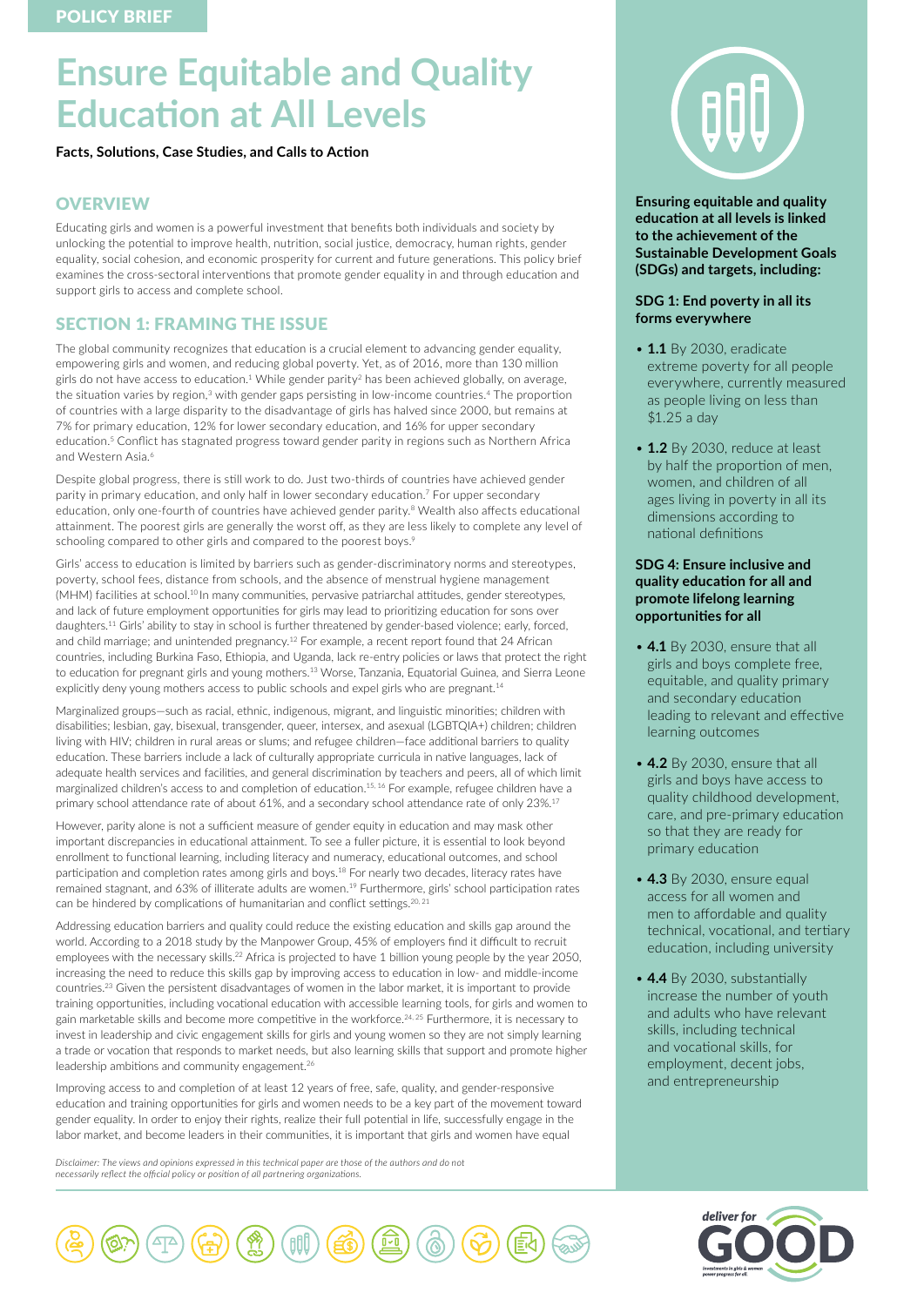POLICY BRIEF

# Ensure Equitable and Quality Education at All Levels

**Facts, Solutions, Case Studies, and Calls to Action**

## OVERVIEW

Educating girls and women is a powerful investment that benefits both individuals and society by unlocking the potential to improve health, nutrition, social justice, democracy, human rights, gender equality, social cohesion, and economic prosperity for current and future generations. This policy brief examines the cross-sectoral interventions that promote gender equality in and through education and support girls to access and complete school.

## SECTION 1: FRAMING THE ISSUE

The global community recognizes that education is a crucial element to advancing gender equality, empowering girls and women, and reducing global poverty. Yet, as of 2016, more than 130 million girls do not have access to education.[1] While gender parity[2] has been achieved globally, on average, the situation varies by region,[3] with gender gaps persisting in low-income countries.[4] The proportion of countries with a large disparity to the disadvantage of girls has halved since 2000, but remains at 7% for primary education, 12% for lower secondary education, and 16% for upper secondary education.[5] Conflict has stagnated progress toward gender parity in regions such as Northern Africa and Western Asia.[6]

Despite global progress, there is still work to do. Just two-thirds of countries have achieved gender parity in primary education, and only half in lower secondary education.[7] For upper secondary education, only one-fourth of countries have achieved gender parity.[8] Wealth also affects educational attainment. The poorest girls are generally the worst off, as they are less likely to complete any level of schooling compared to other girls and compared to the poorest boys.[9]

Girls' access to education is limited by barriers such as gender-discriminatory norms and stereotypes, poverty, school fees, distance from schools, and the absence of menstrual hygiene management (MHM) facilities at school.[10] In many communities, pervasive patriarchal attitudes, gender stereotypes, and lack of future employment opportunities for girls may lead to prioritizing education for sons over daughters.[11] Girls' ability to stay in school is further threatened by gender-based violence; early, forced, and child marriage; and unintended pregnancy.[12] For example, a recent report found that 24 African countries, including Burkina Faso, Ethiopia, and Uganda, lack re-entry policies or laws that protect the right to education for pregnant girls and young mothers.[13] Worse, Tanzania, Equatorial Guinea, and Sierra Leone explicitly deny young mothers access to public schools and expel girls who are pregnant.[14]

Marginalized groups—such as racial, ethnic, indigenous, migrant, and linguistic minorities; children with disabilities; lesbian, gay, bisexual, transgender, queer, intersex, and asexual (LGBTQIA+) children; children living with HIV; children in rural areas or slums; and refugee children—face additional barriers to quality education. These barriers include a lack of culturally appropriate curricula in native languages, lack of adequate health services and facilities, and general discrimination by teachers and peers, all of which limit marginalized children's access to and completion of education.[15, 16] For example, refugee children have a primary school attendance rate of about 61%, and a secondary school attendance rate of only 23%.[17]

However, parity alone is not a sufficient measure of gender equity in education and may mask other important discrepancies in educational attainment. To see a fuller picture, it is essential to look beyond enrollment to functional learning, including literacy and numeracy, educational outcomes, and school participation and completion rates among girls and boys.[18] For nearly two decades, literacy rates have remained stagnant, and 63% of illiterate adults are women.[19] Furthermore, girls' school participation rates can be hindered by complications of humanitarian and conflict settings.[20, 21]

Addressing education barriers and quality could reduce the existing education and skills gap around the world. According to a 2018 study by the Manpower Group, 45% of employers find it difficult to recruit employees with the necessary skills.[22] Africa is projected to have 1 billion young people by the year 2050, increasing the need to reduce this skills gap by improving access to education in low- and middle-income countries.[23] Given the persistent disadvantages of women in the labor market, it is important to provide training opportunities, including vocational education with accessible learning tools, for girls and women to gain marketable skills and become more competitive in the workforce.[24, 25] Furthermore, it is necessary to invest in leadership and civic engagement skills for girls and young women so they are not simply learning a trade or vocation that responds to market needs, but also learning skills that support and promote higher leadership ambitions and community engagement.[26]

Improving access to and completion of at least 12 years of free, safe, quality, and gender-responsive education and training opportunities for girls and women needs to be a key part of the movement toward gender equality. In order to enjoy their rights, realize their full potential in life, successfully engage in the labor market, and become leaders in their communities, it is important that girls and women have equal

*Disclaimer: The views and opinions expressed in this technical paper are those of the authors and do not necessarily reflect the official policy or position of all partnering organizations.*

**Ensuring equitable and quality education at all levels is linked to the achievement of the Sustainable Development Goals (SDGs) and targets, including:**

**SDG 1: End poverty in all its forms everywhere**

- **1.1** By 2030, eradicate extreme poverty for all people everywhere, currently measured as people living on less than $1.25 a day
- **1.2** By 2030, reduce at least by half the proportion of men, women, and children of all ages living in poverty in all its dimensions according to national definitions

**SDG 4: Ensure inclusive and quality education for all and promote lifelong learning opportunities for all**

- **4.1** By 2030, ensure that all girls and boys complete free, equitable, and quality primary and secondary education leading to relevant and effective learning outcomes
- **4.2** By 2030, ensure that all girls and boys have access to quality childhood development, care, and pre-primary education so that they are ready for primary education
- **4.3** By 2030, ensure equal access for all women and men to affordable and quality technical, vocational, and tertiary education, including university
- **4.4** By 2030, substantially increase the number of youth and adults who have relevant skills, including technical and vocational skills, for employment, decent jobs, and entrepreneurship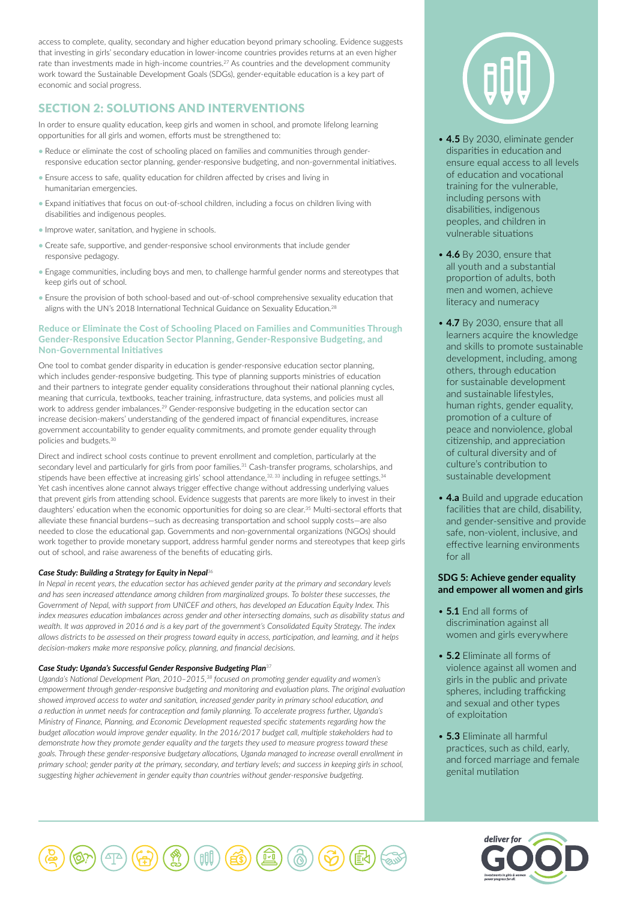access to complete, quality, secondary and higher education beyond primary schooling. Evidence suggests that investing in girls' secondary education in lower-income countries provides returns at an even higher rate than investments made in high-income countries.[27] As countries and the development community work toward the Sustainable Development Goals (SDGs), gender-equitable education is a key part of economic and social progress.

## SECTION 2: SOLUTIONS AND INTERVENTIONS

In order to ensure quality education, keep girls and women in school, and promote lifelong learning opportunities for all girls and women, efforts must be strengthened to:

- Reduce or eliminate the cost of schooling placed on families and communities through gender-responsive education sector planning, gender-responsive budgeting, and non-governmental initiatives.
- Ensure access to safe, quality education for children affected by crises and living in humanitarian emergencies.
- Expand initiatives that focus on out-of-school children, including a focus on children living with disabilities and indigenous peoples.
- Improve water, sanitation, and hygiene in schools.
- Create safe, supportive, and gender-responsive school environments that include gender responsive pedagogy.
- Engage communities, including boys and men, to challenge harmful gender norms and stereotypes that keep girls out of school.
- Ensure the provision of both school-based and out-of-school comprehensive sexuality education that aligns with the UN's 2018 International Technical Guidance on Sexuality Education.[28]

### Reduce or Eliminate the Cost of Schooling Placed on Families and Communities Through Gender-Responsive Education Sector Planning, Gender-Responsive Budgeting, and Non-Governmental Initiatives

One tool to combat gender disparity in education is gender-responsive education sector planning, which includes gender-responsive budgeting. This type of planning supports ministries of education and their partners to integrate gender equality considerations throughout their national planning cycles, meaning that curricula, textbooks, teacher training, infrastructure, data systems, and policies must all work to address gender imbalances.[29] Gender-responsive budgeting in the education sector can increase decision-makers' understanding of the gendered impact of financial expenditures, increase government accountability to gender equality commitments, and promote gender equality through policies and budgets.[30]

Direct and indirect school costs continue to prevent enrollment and completion, particularly at the secondary level and particularly for girls from poor families.[31] Cash-transfer programs, scholarships, and stipends have been effective at increasing girls' school attendance,[32, 33] including in refugee settings.[34] Yet cash incentives alone cannot always trigger effective change without addressing underlying values that prevent girls from attending school. Evidence suggests that parents are more likely to invest in their daughters' education when the economic opportunities for doing so are clear.[35] Multi-sectoral efforts that alleviate these financial burdens—such as decreasing transportation and school supply costs—are also needed to close the educational gap. Governments and non-governmental organizations (NGOs) should work together to provide monetary support, address harmful gender norms and stereotypes that keep girls out of school, and raise awareness of the benefits of educating girls.

***Case Study: Building a Strategy for Equity in Nepal***[36]

*In Nepal in recent years, the education sector has achieved gender parity at the primary and secondary levels and has seen increased attendance among children from marginalized groups. To bolster these successes, the Government of Nepal, with support from UNICEF and others, has developed an Education Equity Index. This index measures education imbalances across gender and other intersecting domains, such as disability status and wealth. It was approved in 2016 and is a key part of the government's Consolidated Equity Strategy. The index allows districts to be assessed on their progress toward equity in access, participation, and learning, and it helps decision-makers make more responsive policy, planning, and financial decisions.*

***Case Study: Uganda's Successful Gender Responsive Budgeting Plan***[37]

*Uganda's National Development Plan, 2010–2015,[38] focused on promoting gender equality and women's empowerment through gender-responsive budgeting and monitoring and evaluation plans. The original evaluation showed improved access to water and sanitation, increased gender parity in primary school education, and a reduction in unmet needs for contraception and family planning. To accelerate progress further, Uganda's Ministry of Finance, Planning, and Economic Development requested specific statements regarding how the budget allocation would improve gender equality. In the 2016/2017 budget call, multiple stakeholders had to demonstrate how they promote gender equality and the targets they used to measure progress toward these goals. Through these gender-responsive budgetary allocations, Uganda managed to increase overall enrollment in primary school; gender parity at the primary, secondary, and tertiary levels; and success in keeping girls in school, suggesting higher achievement in gender equity than countries without gender-responsive budgeting.*

- **4.5** By 2030, eliminate gender disparities in education and ensure equal access to all levels of education and vocational training for the vulnerable, including persons with disabilities, indigenous peoples, and children in vulnerable situations
- **4.6** By 2030, ensure that all youth and a substantial proportion of adults, both men and women, achieve literacy and numeracy
- **4.7** By 2030, ensure that all learners acquire the knowledge and skills to promote sustainable development, including, among others, through education for sustainable development and sustainable lifestyles, human rights, gender equality, promotion of a culture of peace and nonviolence, global citizenship, and appreciation of cultural diversity and of culture's contribution to sustainable development
- **4.a** Build and upgrade education facilities that are child, disability, and gender-sensitive and provide safe, non-violent, inclusive, and effective learning environments for all

**SDG 5: Achieve gender equality and empower all women and girls**

- **5.1** End all forms of discrimination against all women and girls everywhere
- **5.2** Eliminate all forms of violence against all women and girls in the public and private spheres, including trafficking and sexual and other types of exploitation
- **5.3** Eliminate all harmful practices, such as child, early, and forced marriage and female genital mutilation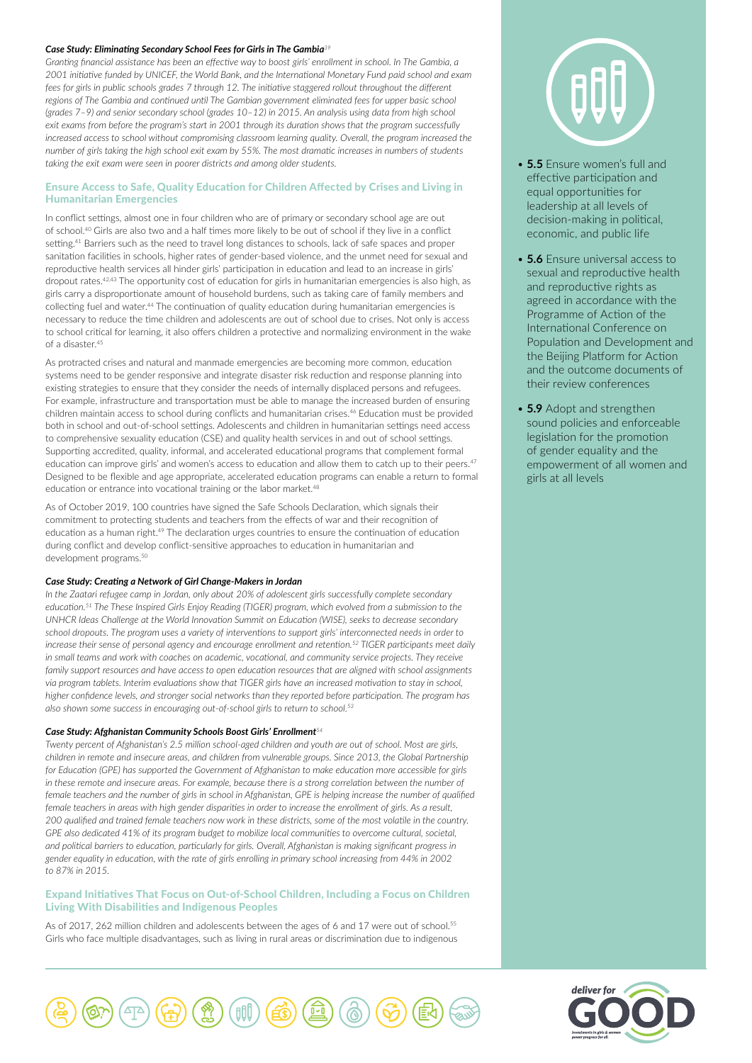#### *Case Study: Eliminating Secondary School Fees for Girls in The Gambia*[39]

*Granting financial assistance has been an effective way to boost girls' enrollment in school. In The Gambia, a 2001 initiative funded by UNICEF, the World Bank, and the International Monetary Fund paid school and exam fees for girls in public schools grades 7 through 12. The initiative staggered rollout throughout the different regions of The Gambia and continued until The Gambian government eliminated fees for upper basic school (grades 7–9) and senior secondary school (grades 10–12) in 2015. An analysis using data from high school exit exams from before the program's start in 2001 through its duration shows that the program successfully increased access to school without compromising classroom learning quality. Overall, the program increased the number of girls taking the high school exit exam by 55%. The most dramatic increases in numbers of students taking the exit exam were seen in poorer districts and among older students.*

### Ensure Access to Safe, Quality Education for Children Affected by Crises and Living in Humanitarian Emergencies

In conflict settings, almost one in four children who are of primary or secondary school age are out of school.[40] Girls are also two and a half times more likely to be out of school if they live in a conflict setting.[41] Barriers such as the need to travel long distances to schools, lack of safe spaces and proper sanitation facilities in schools, higher rates of gender-based violence, and the unmet need for sexual and reproductive health services all hinder girls' participation in education and lead to an increase in girls' dropout rates.[42,43] The opportunity cost of education for girls in humanitarian emergencies is also high, as girls carry a disproportionate amount of household burdens, such as taking care of family members and collecting fuel and water.[44] The continuation of quality education during humanitarian emergencies is necessary to reduce the time children and adolescents are out of school due to crises. Not only is access to school critical for learning, it also offers children a protective and normalizing environment in the wake of a disaster.[45]

As protracted crises and natural and manmade emergencies are becoming more common, education systems need to be gender responsive and integrate disaster risk reduction and response planning into existing strategies to ensure that they consider the needs of internally displaced persons and refugees. For example, infrastructure and transportation must be able to manage the increased burden of ensuring children maintain access to school during conflicts and humanitarian crises.[46] Education must be provided both in school and out-of-school settings. Adolescents and children in humanitarian settings need access to comprehensive sexuality education (CSE) and quality health services in and out of school settings. Supporting accredited, quality, informal, and accelerated educational programs that complement formal education can improve girls' and women's access to education and allow them to catch up to their peers.[47] Designed to be flexible and age appropriate, accelerated education programs can enable a return to formal education or entrance into vocational training or the labor market.[48]

As of October 2019, 100 countries have signed the Safe Schools Declaration, which signals their commitment to protecting students and teachers from the effects of war and their recognition of education as a human right.[49] The declaration urges countries to ensure the continuation of education during conflict and develop conflict-sensitive approaches to education in humanitarian and development programs.[50]

#### *Case Study: Creating a Network of Girl Change-Makers in Jordan*

*In the Zaatari refugee camp in Jordan, only about 20% of adolescent girls successfully complete secondary education.[51] The These Inspired Girls Enjoy Reading (TIGER) program, which evolved from a submission to the UNHCR Ideas Challenge at the World Innovation Summit on Education (WISE), seeks to decrease secondary school dropouts. The program uses a variety of interventions to support girls' interconnected needs in order to increase their sense of personal agency and encourage enrollment and retention.[52] TIGER participants meet daily in small teams and work with coaches on academic, vocational, and community service projects. They receive family support resources and have access to open education resources that are aligned with school assignments via program tablets. Interim evaluations show that TIGER girls have an increased motivation to stay in school, higher confidence levels, and stronger social networks than they reported before participation. The program has also shown some success in encouraging out-of-school girls to return to school.[53]*

#### *Case Study: Afghanistan Community Schools Boost Girls' Enrollment*[54]

*Twenty percent of Afghanistan's 2.5 million school-aged children and youth are out of school. Most are girls, children in remote and insecure areas, and children from vulnerable groups. Since 2013, the Global Partnership for Education (GPE) has supported the Government of Afghanistan to make education more accessible for girls in these remote and insecure areas. For example, because there is a strong correlation between the number of female teachers and the number of girls in school in Afghanistan, GPE is helping increase the number of qualified female teachers in areas with high gender disparities in order to increase the enrollment of girls. As a result, 200 qualified and trained female teachers now work in these districts, some of the most volatile in the country. GPE also dedicated 41% of its program budget to mobilize local communities to overcome cultural, societal, and political barriers to education, particularly for girls. Overall, Afghanistan is making significant progress in gender equality in education, with the rate of girls enrolling in primary school increasing from 44% in 2002 to 87% in 2015.*

### Expand Initiatives That Focus on Out-of-School Children, Including a Focus on Children Living With Disabilities and Indigenous Peoples

As of 2017, 262 million children and adolescents between the ages of 6 and 17 were out of school.[55] Girls who face multiple disadvantages, such as living in rural areas or discrimination due to indigenous

- **5.5** Ensure women's full and effective participation and equal opportunities for leadership at all levels of decision-making in political, economic, and public life
- **5.6** Ensure universal access to sexual and reproductive health and reproductive rights as agreed in accordance with the Programme of Action of the International Conference on Population and Development and the Beijing Platform for Action and the outcome documents of their review conferences
- **5.9** Adopt and strengthen sound policies and enforceable legislation for the promotion of gender equality and the empowerment of all women and girls at all levels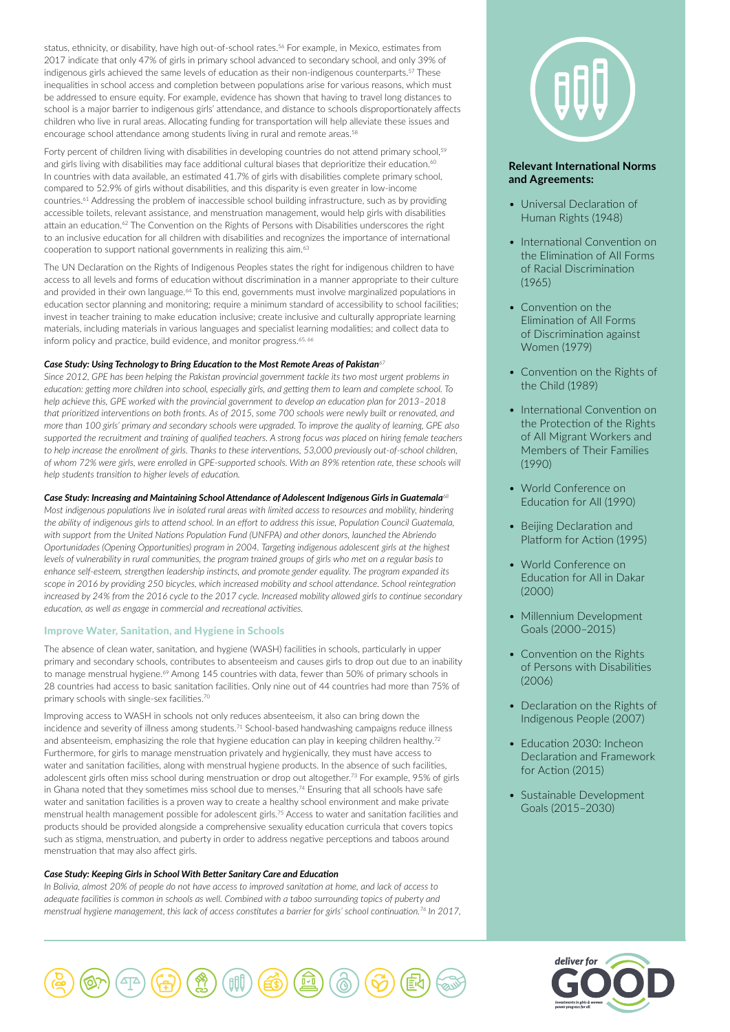status, ethnicity, or disability, have high out-of-school rates.[56] For example, in Mexico, estimates from 2017 indicate that only 47% of girls in primary school advanced to secondary school, and only 39% of indigenous girls achieved the same levels of education as their non-indigenous counterparts.[57] These inequalities in school access and completion between populations arise for various reasons, which must be addressed to ensure equity. For example, evidence has shown that having to travel long distances to school is a major barrier to indigenous girls' attendance, and distance to schools disproportionately affects children who live in rural areas. Allocating funding for transportation will help alleviate these issues and encourage school attendance among students living in rural and remote areas.[58]

Forty percent of children living with disabilities in developing countries do not attend primary school,[59] and girls living with disabilities may face additional cultural biases that deprioritize their education.[60] In countries with data available, an estimated 41.7% of girls with disabilities complete primary school, compared to 52.9% of girls without disabilities, and this disparity is even greater in low-income countries.[61] Addressing the problem of inaccessible school building infrastructure, such as by providing accessible toilets, relevant assistance, and menstruation management, would help girls with disabilities attain an education.[62] The Convention on the Rights of Persons with Disabilities underscores the right to an inclusive education for all children with disabilities and recognizes the importance of international cooperation to support national governments in realizing this aim.[63]

The UN Declaration on the Rights of Indigenous Peoples states the right for indigenous children to have access to all levels and forms of education without discrimination in a manner appropriate to their culture and provided in their own language.[64] To this end, governments must involve marginalized populations in education sector planning and monitoring; require a minimum standard of accessibility to school facilities; invest in teacher training to make education inclusive; create inclusive and culturally appropriate learning materials, including materials in various languages and specialist learning modalities; and collect data to inform policy and practice, build evidence, and monitor progress.[65, 66]

***Case Study: Using Technology to Bring Education to the Most Remote Areas of Pakistan***[67]

*Since 2012, GPE has been helping the Pakistan provincial government tackle its two most urgent problems in education: getting more children into school, especially girls, and getting them to learn and complete school. To help achieve this, GPE worked with the provincial government to develop an education plan for 2013–2018 that prioritized interventions on both fronts. As of 2015, some 700 schools were newly built or renovated, and more than 100 girls' primary and secondary schools were upgraded. To improve the quality of learning, GPE also supported the recruitment and training of qualified teachers. A strong focus was placed on hiring female teachers to help increase the enrollment of girls. Thanks to these interventions, 53,000 previously out-of-school children, of whom 72% were girls, were enrolled in GPE-supported schools. With an 89% retention rate, these schools will help students transition to higher levels of education.*

***Case Study: Increasing and Maintaining School Attendance of Adolescent Indigenous Girls in Guatemala***[68]

*Most indigenous populations live in isolated rural areas with limited access to resources and mobility, hindering the ability of indigenous girls to attend school. In an effort to address this issue, Population Council Guatemala, with support from the United Nations Population Fund (UNFPA) and other donors, launched the Abriendo Oportunidades (Opening Opportunities) program in 2004. Targeting indigenous adolescent girls at the highest levels of vulnerability in rural communities, the program trained groups of girls who met on a regular basis to enhance self-esteem, strengthen leadership instincts, and promote gender equality. The program expanded its scope in 2016 by providing 250 bicycles, which increased mobility and school attendance. School reintegration increased by 24% from the 2016 cycle to the 2017 cycle. Increased mobility allowed girls to continue secondary education, as well as engage in commercial and recreational activities.*

### Improve Water, Sanitation, and Hygiene in Schools

The absence of clean water, sanitation, and hygiene (WASH) facilities in schools, particularly in upper primary and secondary schools, contributes to absenteeism and causes girls to drop out due to an inability to manage menstrual hygiene.[69] Among 145 countries with data, fewer than 50% of primary schools in 28 countries had access to basic sanitation facilities. Only nine out of 44 countries had more than 75% of primary schools with single-sex facilities.[70]

Improving access to WASH in schools not only reduces absenteeism, it also can bring down the incidence and severity of illness among students.[71] School-based handwashing campaigns reduce illness and absenteeism, emphasizing the role that hygiene education can play in keeping children healthy.[72] Furthermore, for girls to manage menstruation privately and hygienically, they must have access to water and sanitation facilities, along with menstrual hygiene products. In the absence of such facilities, adolescent girls often miss school during menstruation or drop out altogether.[73] For example, 95% of girls in Ghana noted that they sometimes miss school due to menses.[74] Ensuring that all schools have safe water and sanitation facilities is a proven way to create a healthy school environment and make private menstrual health management possible for adolescent girls.[75] Access to water and sanitation facilities and products should be provided alongside a comprehensive sexuality education curricula that covers topics such as stigma, menstruation, and puberty in order to address negative perceptions and taboos around menstruation that may also affect girls.

***Case Study: Keeping Girls in School With Better Sanitary Care and Education***

*In Bolivia, almost 20% of people do not have access to improved sanitation at home, and lack of access to adequate facilities is common in schools as well. Combined with a taboo surrounding topics of puberty and menstrual hygiene management, this lack of access constitutes a barrier for girls' school continuation.[76] In 2017,*

**Relevant International Norms and Agreements:**

- Universal Declaration of Human Rights (1948)
- International Convention on the Elimination of All Forms of Racial Discrimination (1965)
- Convention on the Elimination of All Forms of Discrimination against Women (1979)
- Convention on the Rights of the Child (1989)
- International Convention on the Protection of the Rights of All Migrant Workers and Members of Their Families (1990)
- World Conference on Education for All (1990)
- Beijing Declaration and Platform for Action (1995)
- World Conference on Education for All in Dakar (2000)
- Millennium Development Goals (2000–2015)
- Convention on the Rights of Persons with Disabilities (2006)
- Declaration on the Rights of Indigenous People (2007)
- Education 2030: Incheon Declaration and Framework for Action (2015)
- Sustainable Development Goals (2015–2030)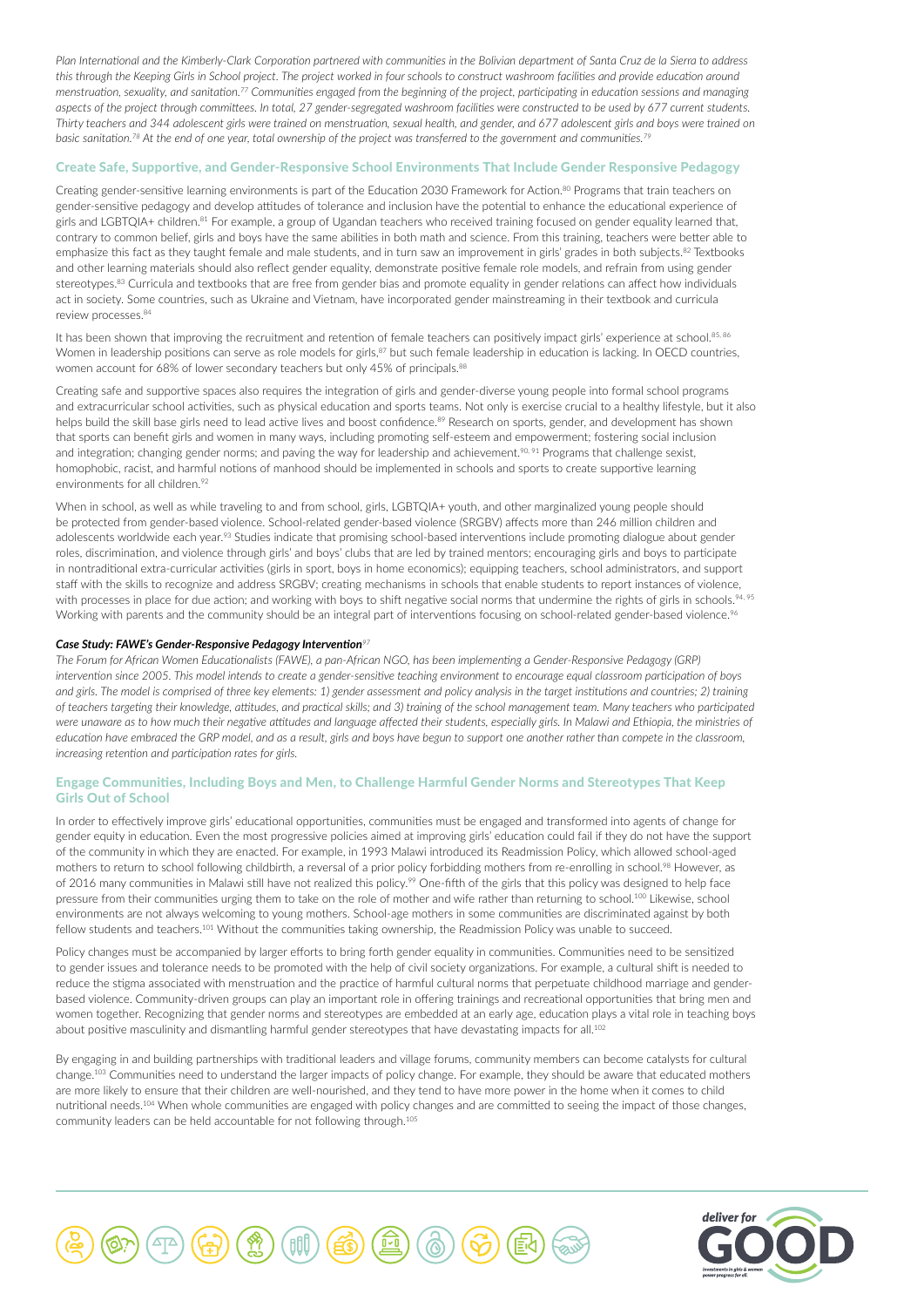*Plan International and the Kimberly-Clark Corporation partnered with communities in the Bolivian department of Santa Cruz de la Sierra to address this through the Keeping Girls in School project. The project worked in four schools to construct washroom facilities and provide education around menstruation, sexuality, and sanitation.[77] Communities engaged from the beginning of the project, participating in education sessions and managing aspects of the project through committees. In total, 27 gender-segregated washroom facilities were constructed to be used by 677 current students. Thirty teachers and 344 adolescent girls were trained on menstruation, sexual health, and gender, and 677 adolescent girls and boys were trained on basic sanitation.[78] At the end of one year, total ownership of the project was transferred to the government and communities.[79]*

## Create Safe, Supportive, and Gender-Responsive School Environments That Include Gender Responsive Pedagogy

Creating gender-sensitive learning environments is part of the Education 2030 Framework for Action.[80] Programs that train teachers on gender-sensitive pedagogy and develop attitudes of tolerance and inclusion have the potential to enhance the educational experience of girls and LGBTQIA+ children.[81] For example, a group of Ugandan teachers who received training focused on gender equality learned that, contrary to common belief, girls and boys have the same abilities in both math and science. From this training, teachers were better able to emphasize this fact as they taught female and male students, and in turn saw an improvement in girls' grades in both subjects.[82] Textbooks and other learning materials should also reflect gender equality, demonstrate positive female role models, and refrain from using gender stereotypes.[83] Curricula and textbooks that are free from gender bias and promote equality in gender relations can affect how individuals act in society. Some countries, such as Ukraine and Vietnam, have incorporated gender mainstreaming in their textbook and curricula review processes.[84]

It has been shown that improving the recruitment and retention of female teachers can positively impact girls' experience at school.[85, 86] Women in leadership positions can serve as role models for girls,[87] but such female leadership in education is lacking. In OECD countries, women account for 68% of lower secondary teachers but only 45% of principals.[88]

Creating safe and supportive spaces also requires the integration of girls and gender-diverse young people into formal school programs and extracurricular school activities, such as physical education and sports teams. Not only is exercise crucial to a healthy lifestyle, but it also helps build the skill base girls need to lead active lives and boost confidence.[89] Research on sports, gender, and development has shown that sports can benefit girls and women in many ways, including promoting self-esteem and empowerment; fostering social inclusion and integration; changing gender norms; and paving the way for leadership and achievement.[90, 91] Programs that challenge sexist, homophobic, racist, and harmful notions of manhood should be implemented in schools and sports to create supportive learning environments for all children.[92]

When in school, as well as while traveling to and from school, girls, LGBTQIA+ youth, and other marginalized young people should be protected from gender-based violence. School-related gender-based violence (SRGBV) affects more than 246 million children and adolescents worldwide each year.[93] Studies indicate that promising school-based interventions include promoting dialogue about gender roles, discrimination, and violence through girls' and boys' clubs that are led by trained mentors; encouraging girls and boys to participate in nontraditional extra-curricular activities (girls in sport, boys in home economics); equipping teachers, school administrators, and support staff with the skills to recognize and address SRGBV; creating mechanisms in schools that enable students to report instances of violence, with processes in place for due action; and working with boys to shift negative social norms that undermine the rights of girls in schools.[94, 95] Working with parents and the community should be an integral part of interventions focusing on school-related gender-based violence.[96]

***Case Study: FAWE's Gender-Responsive Pedagogy Intervention***[97]

*The Forum for African Women Educationalists (FAWE), a pan-African NGO, has been implementing a Gender-Responsive Pedagogy (GRP) intervention since 2005. This model intends to create a gender-sensitive teaching environment to encourage equal classroom participation of boys and girls. The model is comprised of three key elements: 1) gender assessment and policy analysis in the target institutions and countries; 2) training of teachers targeting their knowledge, attitudes, and practical skills; and 3) training of the school management team. Many teachers who participated were unaware as to how much their negative attitudes and language affected their students, especially girls. In Malawi and Ethiopia, the ministries of education have embraced the GRP model, and as a result, girls and boys have begun to support one another rather than compete in the classroom, increasing retention and participation rates for girls.*

## Engage Communities, Including Boys and Men, to Challenge Harmful Gender Norms and Stereotypes That Keep Girls Out of School

In order to effectively improve girls' educational opportunities, communities must be engaged and transformed into agents of change for gender equity in education. Even the most progressive policies aimed at improving girls' education could fail if they do not have the support of the community in which they are enacted. For example, in 1993 Malawi introduced its Readmission Policy, which allowed school-aged mothers to return to school following childbirth, a reversal of a prior policy forbidding mothers from re-enrolling in school.[98] However, as of 2016 many communities in Malawi still have not realized this policy.[99] One-fifth of the girls that this policy was designed to help face pressure from their communities urging them to take on the role of mother and wife rather than returning to school.[100] Likewise, school environments are not always welcoming to young mothers. School-age mothers in some communities are discriminated against by both fellow students and teachers.[101] Without the communities taking ownership, the Readmission Policy was unable to succeed.

Policy changes must be accompanied by larger efforts to bring forth gender equality in communities. Communities need to be sensitized to gender issues and tolerance needs to be promoted with the help of civil society organizations. For example, a cultural shift is needed to reduce the stigma associated with menstruation and the practice of harmful cultural norms that perpetuate childhood marriage and gender-based violence. Community-driven groups can play an important role in offering trainings and recreational opportunities that bring men and women together. Recognizing that gender norms and stereotypes are embedded at an early age, education plays a vital role in teaching boys about positive masculinity and dismantling harmful gender stereotypes that have devastating impacts for all.[102]

By engaging in and building partnerships with traditional leaders and village forums, community members can become catalysts for cultural change.[103] Communities need to understand the larger impacts of policy change. For example, they should be aware that educated mothers are more likely to ensure that their children are well-nourished, and they tend to have more power in the home when it comes to child nutritional needs.[104] When whole communities are engaged with policy changes and are committed to seeing the impact of those changes, community leaders can be held accountable for not following through.[105]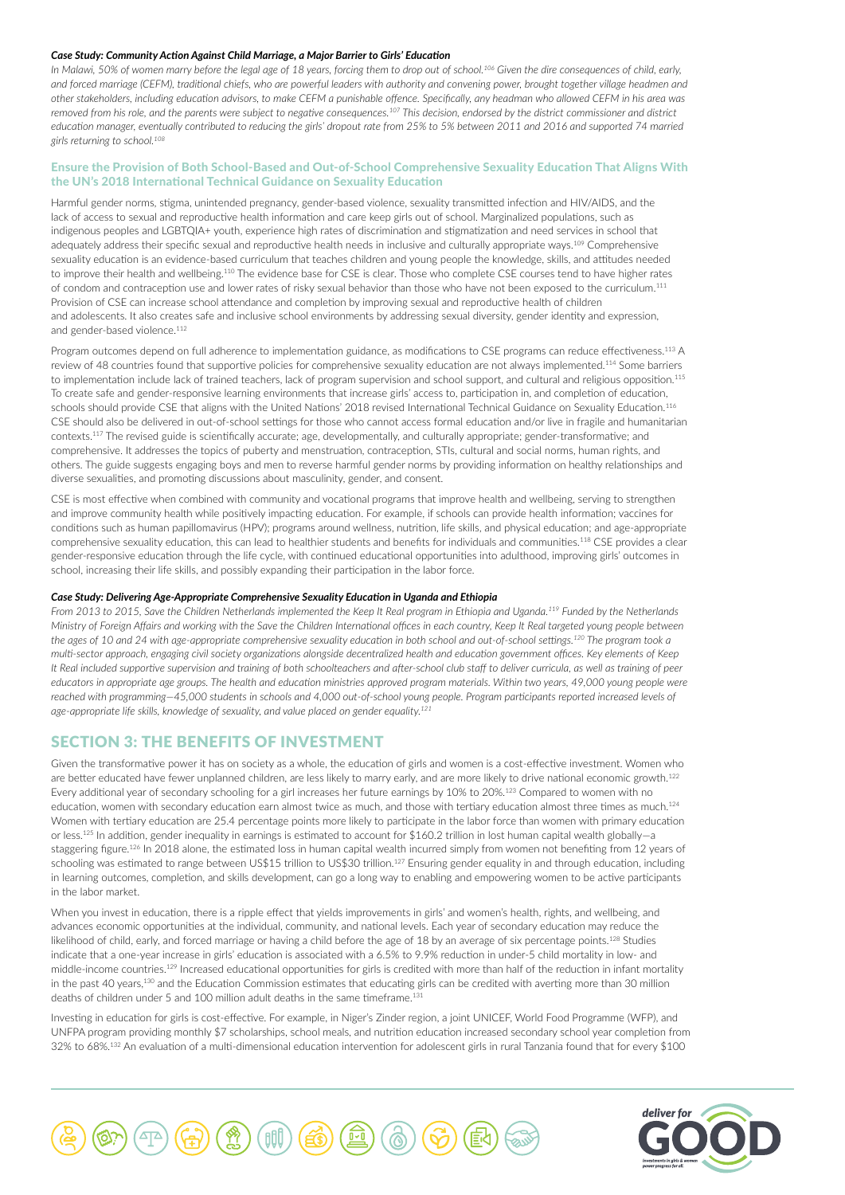***Case Study: Community Action Against Child Marriage, a Major Barrier to Girls' Education***

*In Malawi, 50% of women marry before the legal age of 18 years, forcing them to drop out of school.[106] Given the dire consequences of child, early, and forced marriage (CEFM), traditional chiefs, who are powerful leaders with authority and convening power, brought together village headmen and other stakeholders, including education advisors, to make CEFM a punishable offence. Specifically, any headman who allowed CEFM in his area was removed from his role, and the parents were subject to negative consequences.[107] This decision, endorsed by the district commissioner and district education manager, eventually contributed to reducing the girls' dropout rate from 25% to 5% between 2011 and 2016 and supported 74 married girls returning to school.[108]*

### Ensure the Provision of Both School-Based and Out-of-School Comprehensive Sexuality Education That Aligns With the UN's 2018 International Technical Guidance on Sexuality Education

Harmful gender norms, stigma, unintended pregnancy, gender-based violence, sexuality transmitted infection and HIV/AIDS, and the lack of access to sexual and reproductive health information and care keep girls out of school. Marginalized populations, such as indigenous peoples and LGBTQIA+ youth, experience high rates of discrimination and stigmatization and need services in school that adequately address their specific sexual and reproductive health needs in inclusive and culturally appropriate ways.[109] Comprehensive sexuality education is an evidence-based curriculum that teaches children and young people the knowledge, skills, and attitudes needed to improve their health and wellbeing.[110] The evidence base for CSE is clear. Those who complete CSE courses tend to have higher rates of condom and contraception use and lower rates of risky sexual behavior than those who have not been exposed to the curriculum.[111] Provision of CSE can increase school attendance and completion by improving sexual and reproductive health of children and adolescents. It also creates safe and inclusive school environments by addressing sexual diversity, gender identity and expression, and gender-based violence.[112]

Program outcomes depend on full adherence to implementation guidance, as modifications to CSE programs can reduce effectiveness.[113] A review of 48 countries found that supportive policies for comprehensive sexuality education are not always implemented.[114] Some barriers to implementation include lack of trained teachers, lack of program supervision and school support, and cultural and religious opposition.[115] To create safe and gender-responsive learning environments that increase girls' access to, participation in, and completion of education, schools should provide CSE that aligns with the United Nations' 2018 revised International Technical Guidance on Sexuality Education.[116] CSE should also be delivered in out-of-school settings for those who cannot access formal education and/or live in fragile and humanitarian contexts.[117] The revised guide is scientifically accurate; age, developmentally, and culturally appropriate; gender-transformative; and comprehensive. It addresses the topics of puberty and menstruation, contraception, STIs, cultural and social norms, human rights, and others. The guide suggests engaging boys and men to reverse harmful gender norms by providing information on healthy relationships and diverse sexualities, and promoting discussions about masculinity, gender, and consent.

CSE is most effective when combined with community and vocational programs that improve health and wellbeing, serving to strengthen and improve community health while positively impacting education. For example, if schools can provide health information; vaccines for conditions such as human papillomavirus (HPV); programs around wellness, nutrition, life skills, and physical education; and age-appropriate comprehensive sexuality education, this can lead to healthier students and benefits for individuals and communities.[118] CSE provides a clear gender-responsive education through the life cycle, with continued educational opportunities into adulthood, improving girls' outcomes in school, increasing their life skills, and possibly expanding their participation in the labor force.

***Case Study: Delivering Age-Appropriate Comprehensive Sexuality Education in Uganda and Ethiopia***

*From 2013 to 2015, Save the Children Netherlands implemented the Keep It Real program in Ethiopia and Uganda.[119] Funded by the Netherlands Ministry of Foreign Affairs and working with the Save the Children International offices in each country, Keep It Real targeted young people between the ages of 10 and 24 with age-appropriate comprehensive sexuality education in both school and out-of-school settings.[120] The program took a multi-sector approach, engaging civil society organizations alongside decentralized health and education government offices. Key elements of Keep It Real included supportive supervision and training of both schoolteachers and after-school club staff to deliver curricula, as well as training of peer educators in appropriate age groups. The health and education ministries approved program materials. Within two years, 49,000 young people were reached with programming—45,000 students in schools and 4,000 out-of-school young people. Program participants reported increased levels of age-appropriate life skills, knowledge of sexuality, and value placed on gender equality.[121]*

## SECTION 3: THE BENEFITS OF INVESTMENT

Given the transformative power it has on society as a whole, the education of girls and women is a cost-effective investment. Women who are better educated have fewer unplanned children, are less likely to marry early, and are more likely to drive national economic growth.[122] Every additional year of secondary schooling for a girl increases her future earnings by 10% to 20%.[123] Compared to women with no education, women with secondary education earn almost twice as much, and those with tertiary education almost three times as much.[124] Women with tertiary education are 25.4 percentage points more likely to participate in the labor force than women with primary education or less.[125] In addition, gender inequality in earnings is estimated to account for $160.2 trillion in lost human capital wealth globally—a staggering figure.[126] In 2018 alone, the estimated loss in human capital wealth incurred simply from women not benefiting from 12 years of schooling was estimated to range between US$15 trillion to US$30 trillion.[127] Ensuring gender equality in and through education, including in learning outcomes, completion, and skills development, can go a long way to enabling and empowering women to be active participants in the labor market.

When you invest in education, there is a ripple effect that yields improvements in girls' and women's health, rights, and wellbeing, and advances economic opportunities at the individual, community, and national levels. Each year of secondary education may reduce the likelihood of child, early, and forced marriage or having a child before the age of 18 by an average of six percentage points.[128] Studies indicate that a one-year increase in girls' education is associated with a 6.5% to 9.9% reduction in under-5 child mortality in low- and middle-income countries.[129] Increased educational opportunities for girls is credited with more than half of the reduction in infant mortality in the past 40 years,[130] and the Education Commission estimates that educating girls can be credited with averting more than 30 million deaths of children under 5 and 100 million adult deaths in the same timeframe.[131]

Investing in education for girls is cost-effective. For example, in Niger's Zinder region, a joint UNICEF, World Food Programme (WFP), and UNFPA program providing monthly $7 scholarships, school meals, and nutrition education increased secondary school year completion from 32% to 68%.[132] An evaluation of a multi-dimensional education intervention for adolescent girls in rural Tanzania found that for every $100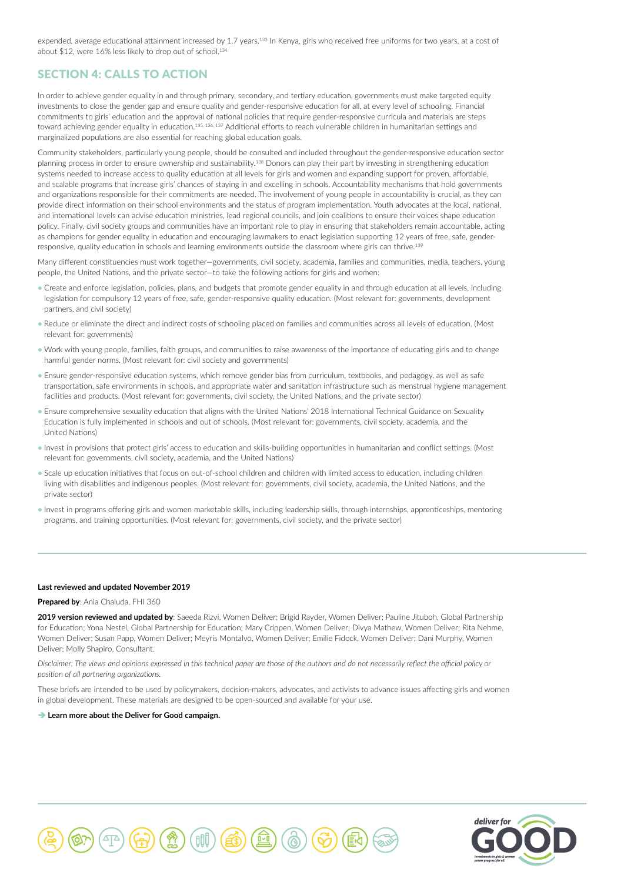expended, average educational attainment increased by 1.7 years.[133] In Kenya, girls who received free uniforms for two years, at a cost of about $12, were 16% less likely to drop out of school.[134]

## SECTION 4: CALLS TO ACTION

In order to achieve gender equality in and through primary, secondary, and tertiary education, governments must make targeted equity investments to close the gender gap and ensure quality and gender-responsive education for all, at every level of schooling. Financial commitments to girls' education and the approval of national policies that require gender-responsive curricula and materials are steps toward achieving gender equality in education.[135, 136, 137] Additional efforts to reach vulnerable children in humanitarian settings and marginalized populations are also essential for reaching global education goals.

Community stakeholders, particularly young people, should be consulted and included throughout the gender-responsive education sector planning process in order to ensure ownership and sustainability.[138] Donors can play their part by investing in strengthening education systems needed to increase access to quality education at all levels for girls and women and expanding support for proven, affordable, and scalable programs that increase girls' chances of staying in and excelling in schools. Accountability mechanisms that hold governments and organizations responsible for their commitments are needed. The involvement of young people in accountability is crucial, as they can provide direct information on their school environments and the status of program implementation. Youth advocates at the local, national, and international levels can advise education ministries, lead regional councils, and join coalitions to ensure their voices shape education policy. Finally, civil society groups and communities have an important role to play in ensuring that stakeholders remain accountable, acting as champions for gender equality in education and encouraging lawmakers to enact legislation supporting 12 years of free, safe, gender-responsive, quality education in schools and learning environments outside the classroom where girls can thrive.[139]

Many different constituencies must work together—governments, civil society, academia, families and communities, media, teachers, young people, the United Nations, and the private sector—to take the following actions for girls and women:

- Create and enforce legislation, policies, plans, and budgets that promote gender equality in and through education at all levels, including legislation for compulsory 12 years of free, safe, gender-responsive quality education. (Most relevant for: governments, development partners, and civil society)
- Reduce or eliminate the direct and indirect costs of schooling placed on families and communities across all levels of education. (Most relevant for: governments)
- Work with young people, families, faith groups, and communities to raise awareness of the importance of educating girls and to change harmful gender norms. (Most relevant for: civil society and governments)
- Ensure gender-responsive education systems, which remove gender bias from curriculum, textbooks, and pedagogy, as well as safe transportation, safe environments in schools, and appropriate water and sanitation infrastructure such as menstrual hygiene management facilities and products. (Most relevant for: governments, civil society, the United Nations, and the private sector)
- Ensure comprehensive sexuality education that aligns with the United Nations' 2018 International Technical Guidance on Sexuality Education is fully implemented in schools and out of schools. (Most relevant for: governments, civil society, academia, and the United Nations)
- Invest in provisions that protect girls' access to education and skills-building opportunities in humanitarian and conflict settings. (Most relevant for: governments, civil society, academia, and the United Nations)
- Scale up education initiatives that focus on out-of-school children and children with limited access to education, including children living with disabilities and indigenous peoples. (Most relevant for: governments, civil society, academia, the United Nations, and the private sector)
- Invest in programs offering girls and women marketable skills, including leadership skills, through internships, apprenticeships, mentoring programs, and training opportunities. (Most relevant for: governments, civil society, and the private sector)

---

**Last reviewed and updated November 2019**

**Prepared by**: Ania Chaluda, FHI 360

**2019 version reviewed and updated by**: Saeeda Rizvi, Women Deliver; Brigid Rayder, Women Deliver; Pauline Jituboh, Global Partnership for Education; Yona Nestel, Global Partnership for Education; Mary Crippen, Women Deliver; Divya Mathew, Women Deliver; Rita Nehme, Women Deliver; Susan Papp, Women Deliver; Meyris Montalvo, Women Deliver; Emilie Fidock, Women Deliver; Dani Murphy, Women Deliver; Molly Shapiro, Consultant.

*Disclaimer: The views and opinions expressed in this technical paper are those of the authors and do not necessarily reflect the official policy or position of all partnering organizations.*

These briefs are intended to be used by policymakers, decision-makers, advocates, and activists to advance issues affecting girls and women in global development. These materials are designed to be open-sourced and available for your use.

➔ **Learn more about the Deliver for Good campaign.**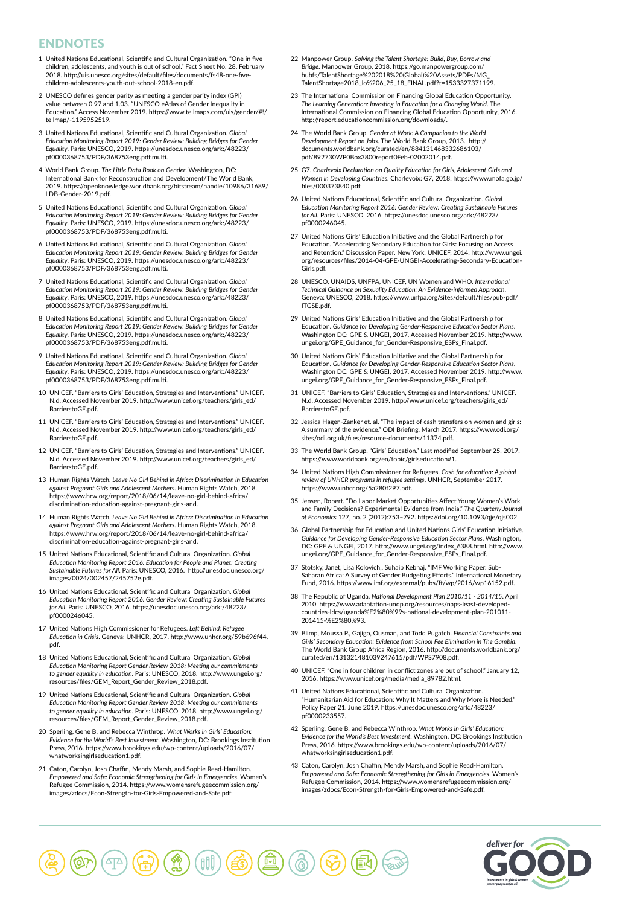## ENDNOTES

1 United Nations Educational, Scientific and Cultural Organization. "One in five children, adolescents, and youth is out of school." Fact Sheet No. 28. February 2018. http://uis.unesco.org/sites/default/files/documents/fs48-one-five-children-adolescents-youth-out-school-2018-en.pdf.

2 UNESCO defines gender parity as meeting a gender parity index (GPI) value between 0.97 and 1.03. "UNESCO eAtlas of Gender Inequality in Education." Access November 2019. https://www.tellmaps.com/uis/gender/#!/tellmap/-1195952519.

3 United Nations Educational, Scientific and Cultural Organization. *Global Education Monitoring Report 2019: Gender Review: Building Bridges for Gender Equality*. Paris: UNESCO, 2019. https://unesdoc.unesco.org/ark:/48223/pf0000368753/PDF/368753eng.pdf.multi.

4 World Bank Group. *The Little Data Book on Gender*. Washington, DC: International Bank for Reconstruction and Development/The World Bank, 2019. https://openknowledge.worldbank.org/bitstream/handle/10986/31689/LDB-Gender-2019.pdf.

5 United Nations Educational, Scientific and Cultural Organization. *Global Education Monitoring Report 2019: Gender Review: Building Bridges for Gender Equality*. Paris: UNESCO, 2019. https://unesdoc.unesco.org/ark:/48223/pf0000368753/PDF/368753eng.pdf.multi.

6 United Nations Educational, Scientific and Cultural Organization. *Global Education Monitoring Report 2019: Gender Review: Building Bridges for Gender Equality*. Paris: UNESCO, 2019. https://unesdoc.unesco.org/ark:/48223/pf0000368753/PDF/368753eng.pdf.multi.

7 United Nations Educational, Scientific and Cultural Organization. *Global Education Monitoring Report 2019: Gender Review: Building Bridges for Gender Equality*. Paris: UNESCO, 2019. https://unesdoc.unesco.org/ark:/48223/pf0000368753/PDF/368753eng.pdf.multi.

8 United Nations Educational, Scientific and Cultural Organization. *Global Education Monitoring Report 2019: Gender Review: Building Bridges for Gender Equality*. Paris: UNESCO, 2019. https://unesdoc.unesco.org/ark:/48223/pf0000368753/PDF/368753eng.pdf.multi.

9 United Nations Educational, Scientific and Cultural Organization. *Global Education Monitoring Report 2019: Gender Review: Building Bridges for Gender Equality*. Paris: UNESCO, 2019. https://unesdoc.unesco.org/ark:/48223/pf0000368753/PDF/368753eng.pdf.multi.

10 UNICEF. "Barriers to Girls' Education, Strategies and Interventions." UNICEF. N.d. Accessed November 2019. http://www.unicef.org/teachers/girls_ed/BarrierstoGE.pdf.

11 UNICEF. "Barriers to Girls' Education, Strategies and Interventions." UNICEF. N.d. Accessed November 2019. http://www.unicef.org/teachers/girls_ed/BarrierstoGE.pdf.

12 UNICEF. "Barriers to Girls' Education, Strategies and Interventions." UNICEF. N.d. Accessed November 2019. http://www.unicef.org/teachers/girls_ed/BarrierstoGE.pdf.

13 Human Rights Watch. *Leave No Girl Behind in Africa: Discrimination in Education against Pregnant Girls and Adolescent Mothers*. Human Rights Watch, 2018. https://www.hrw.org/report/2018/06/14/leave-no-girl-behind-africa/discrimination-education-against-pregnant-girls-and.

14 Human Rights Watch. *Leave No Girl Behind in Africa: Discrimination in Education against Pregnant Girls and Adolescent Mothers*. Human Rights Watch, 2018. https://www.hrw.org/report/2018/06/14/leave-no-girl-behind-africa/discrimination-education-against-pregnant-girls-and.

15 United Nations Educational, Scientific and Cultural Organization. *Global Education Monitoring Report 2016: Education for People and Planet: Creating Sustainable Futures for All*. Paris: UNESCO, 2016. http://unesdoc.unesco.org/images/0024/002457/245752e.pdf.

16 United Nations Educational, Scientific and Cultural Organization. *Global Education Monitoring Report 2016: Gender Review: Creating Sustainable Futures for All*. Paris: UNESCO, 2016. https://unesdoc.unesco.org/ark:/48223/pf0000246045.

17 United Nations High Commissioner for Refugees. *Left Behind: Refugee Education in Crisis*. Geneva: UNHCR, 2017. http://www.unhcr.org/59b696f44.pdf.

18 United Nations Educational, Scientific and Cultural Organization. *Global Education Monitoring Report Gender Review 2018: Meeting our commitments to gender equality in education*. Paris: UNESCO, 2018. http://www.ungei.org/resources/files/GEM_Report_Gender_Review_2018.pdf.

19 United Nations Educational, Scientific and Cultural Organization. *Global Education Monitoring Report Gender Review 2018: Meeting our commitments to gender equality in education*. Paris: UNESCO, 2018. http://www.ungei.org/resources/files/GEM_Report_Gender_Review_2018.pdf.

20 Sperling, Gene B. and Rebecca Winthrop. *What Works in Girls' Education: Evidence for the World's Best Investment*. Washington, DC: Brookings Institution Press, 2016. https://www.brookings.edu/wp-content/uploads/2016/07/whatworksingirlseducation1.pdf.

21 Caton, Carolyn, Josh Chaffin, Mendy Marsh, and Sophie Read-Hamilton. *Empowered and Safe: Economic Strengthening for Girls in Emergencies*. Women's Refugee Commission, 2014. https://www.womensrefugeecommission.org/images/zdocs/Econ-Strength-for-Girls-Empowered-and-Safe.pdf.

22 Manpower Group. *Solving the Talent Shortage: Build, Buy, Borrow and Bridge*. Manpower Group, 2018. https://go.manpowergroup.com/hubfs/TalentShortage%202018%20(Global)%20Assets/PDFs/MG_TalentShortage2018_lo%206_25_18_FINAL.pdf?t=1533327371199.

23 The International Commission on Financing Global Education Opportunity. *The Learning Generation: Investing in Education for a Changing World*. The International Commission on Financing Global Education Opportunity, 2016. http://report.educationcommission.org/downloads/.

24 The World Bank Group. *Gender at Work: A Companion to the World Development Report on Jobs*. The World Bank Group, 2013. http://documents.worldbank.org/curated/en/884131468332686103/pdf/892730WP0Box3800report0Feb-02002014.pdf.

25 G7. *Charlevoix Declaration on Quality Education for Girls, Adolescent Girls and Women in Developing Countries*. Charlevoix: G7, 2018. https://www.mofa.go.jp/files/000373840.pdf.

26 United Nations Educational, Scientific and Cultural Organization. *Global Education Monitoring Report 2016: Gender Review: Creating Sustainable Futures for All*. Paris: UNESCO, 2016. https://unesdoc.unesco.org/ark:/48223/pf0000246045.

27 United Nations Girls' Education Initiative and the Global Partnership for Education. "Accelerating Secondary Education for Girls: Focusing on Access and Retention." Discussion Paper. New York: UNICEF, 2014. http://www.ungei.org/resources/files/2014-04-GPE-UNGEI-Accelerating-Secondary-Education-Girls.pdf.

28 UNESCO, UNAIDS, UNFPA, UNICEF, UN Women and WHO. *International Technical Guidance on Sexuality Education: An Evidence-informed Approach*. Geneva: UNESCO, 2018. https://www.unfpa.org/sites/default/files/pub-pdf/ITGSE.pdf.

29 United Nations Girls' Education Initiative and the Global Partnership for Education. *Guidance for Developing Gender-Responsive Education Sector Plans*. Washington DC: GPE & UNGEI, 2017. Accessed November 2019. http://www.ungei.org/GPE_Guidance_for_Gender-Responsive_ESPs_Final.pdf.

30 United Nations Girls' Education Initiative and the Global Partnership for Education. *Guidance for Developing Gender-Responsive Education Sector Plans*. Washington DC: GPE & UNGEI, 2017. Accessed November 2019. http://www.ungei.org/GPE_Guidance_for_Gender-Responsive_ESPs_Final.pdf.

31 UNICEF. "Barriers to Girls' Education, Strategies and Interventions." UNICEF. N.d. Accessed November 2019. http://www.unicef.org/teachers/girls_ed/BarrierstoGE.pdf.

32 Jessica Hagen-Zanker et. al. "The impact of cash transfers on women and girls: A summary of the evidence." ODI Briefing. March 2017. https://www.odi.org/sites/odi.org.uk/files/resource-documents/11374.pdf.

33 The World Bank Group. "Girls' Education." Last modified September 25, 2017. https://www.worldbank.org/en/topic/girlseducation#1.

34 United Nations High Commissioner for Refugees. *Cash for education: A global review of UNHCR programs in refugee settings*. UNHCR, September 2017. https://www.unhcr.org/5a280f297.pdf.

35 Jensen, Robert. "Do Labor Market Opportunities Affect Young Women's Work and Family Decisions? Experimental Evidence from India." *The Quarterly Journal of Economics* 127, no. 2 (2012):753–792. https://doi.org/10.1093/qje/qjs002.

36 Global Partnership for Education and United Nations Girls' Education Initiative. *Guidance for Developing Gender-Responsive Education Sector Plans*. Washington, DC: GPE & UNGEI, 2017. http://www.ungei.org/index_6388.html. http://www.ungei.org/GPE_Guidance_for_Gender-Responsive_ESPs_Final.pdf.

37 Stotsky, Janet, Lisa Kolovich,, Suhaib Kebhaj. "IMF Working Paper. Sub-Saharan Africa: A Survey of Gender Budgeting Efforts." International Monetary Fund, 2016. https://www.imf.org/external/pubs/ft/wp/2016/wp16152.pdf.

38 The Republic of Uganda. *National Development Plan 2010/11 - 2014/15*. April 2010. https://www.adaptation-undp.org/resources/naps-least-developed-countries-ldcs/uganda%E2%80%99s-national-development-plan-201011-201415-%E2%80%93.

39 Blimp, Moussa P., Gajigo, Ousman, and Todd Pugatch. *Financial Constraints and Girls' Secondary Education: Evidence from School Fee Elimination in The Gambia*. The World Bank Group Africa Region, 2016. http://documents.worldbank.org/curated/en/131321481039247615/pdf/WPS7908.pdf.

40 UNICEF. "One in four children in conflict zones are out of school." January 12, 2016. https://www.unicef.org/media/media_89782.html.

41 United Nations Educational, Scientific and Cultural Organization. "Humanitarian Aid for Education: Why It Matters and Why More is Needed." Policy Paper 21. June 2019. https://unesdoc.unesco.org/ark:/48223/pf0000233557.

42 Sperling, Gene B. and Rebecca Winthrop. *What Works in Girls' Education: Evidence for the World's Best Investment*. Washington, DC: Brookings Institution Press, 2016. https://www.brookings.edu/wp-content/uploads/2016/07/whatworksingirlseducation1.pdf.

43 Caton, Carolyn, Josh Chaffin, Mendy Marsh, and Sophie Read-Hamilton. *Empowered and Safe: Economic Strengthening for Girls in Emergencies*. Women's Refugee Commission, 2014. https://www.womensrefugeecommission.org/images/zdocs/Econ-Strength-for-Girls-Empowered-and-Safe.pdf.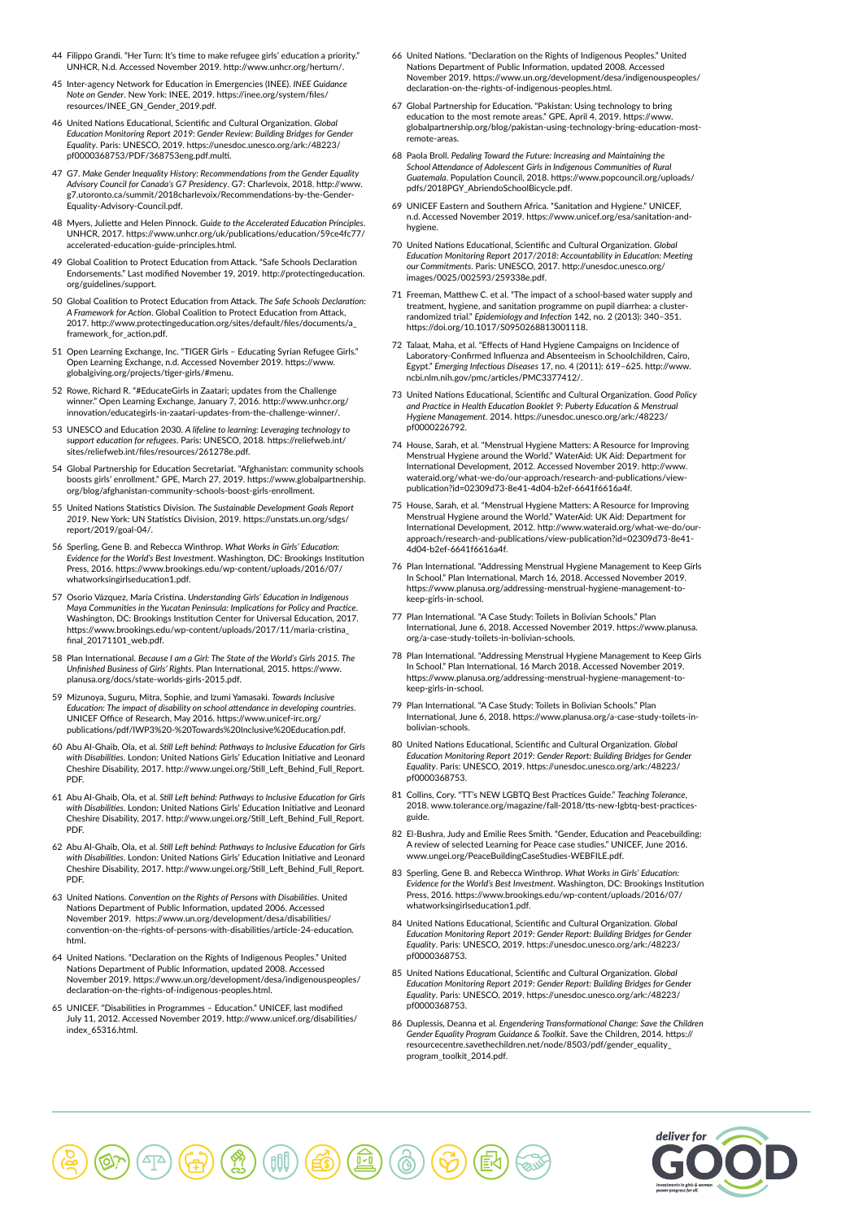44 Filippo Grandi. "Her Turn: It's time to make refugee girls' education a priority." UNHCR, N.d. Accessed November 2019. http://www.unhcr.org/herturn/.

45 Inter-agency Network for Education in Emergencies (INEE). *INEE Guidance Note on Gender*. New York: INEE, 2019. https://inee.org/system/files/resources/INEE_GN_Gender_2019.pdf.

46 United Nations Educational, Scientific and Cultural Organization. *Global Education Monitoring Report 2019: Gender Review: Building Bridges for Gender Equality*. Paris: UNESCO, 2019. https://unesdoc.unesco.org/ark:/48223/pf0000368753/PDF/368753eng.pdf.multi.

47 G7. *Make Gender Inequality History: Recommendations from the Gender Equality Advisory Council for Canada's G7 Presidency*. G7: Charlevoix, 2018. http://www.g7.utoronto.ca/summit/2018charlevoix/Recommendations-by-the-Gender-Equality-Advisory-Council.pdf.

48 Myers, Juliette and Helen Pinnock. *Guide to the Accelerated Education Principles*. UNHCR, 2017. https://www.unhcr.org/uk/publications/education/59ce4fc77/accelerated-education-guide-principles.html.

49 Global Coalition to Protect Education from Attack. "Safe Schools Declaration Endorsements." Last modified November 19, 2019. http://protectingeducation.org/guidelines/support.

50 Global Coalition to Protect Education from Attack. *The Safe Schools Declaration: A Framework for Action*. Global Coalition to Protect Education from Attack, 2017. http://www.protectingeducation.org/sites/default/files/documents/a_framework_for_action.pdf.

51 Open Learning Exchange, Inc. "TIGER Girls – Educating Syrian Refugee Girls." Open Learning Exchange, n.d. Accessed November 2019. https://www.globalgiving.org/projects/tiger-girls/#menu.

52 Rowe, Richard R. "#EducateGirls in Zaatari; updates from the Challenge winner." Open Learning Exchange, January 7, 2016. http://www.unhcr.org/innovation/educategirls-in-zaatari-updates-from-the-challenge-winner/.

53 UNESCO and Education 2030. *A lifeline to learning: Leveraging technology to support education for refugees*. Paris: UNESCO, 2018. https://reliefweb.int/sites/reliefweb.int/files/resources/261278e.pdf.

54 Global Partnership for Education Secretariat. "Afghanistan: community schools boosts girls' enrollment." GPE, March 27, 2019. https://www.globalpartnership.org/blog/afghanistan-community-schools-boost-girls-enrollment.

55 United Nations Statistics Division. *The Sustainable Development Goals Report 2019*. New York: UN Statistics Division, 2019. https://unstats.un.org/sdgs/report/2019/goal-04/.

56 Sperling, Gene B. and Rebecca Winthrop. *What Works in Girls' Education: Evidence for the World's Best Investment*. Washington, DC: Brookings Institution Press, 2016. https://www.brookings.edu/wp-content/uploads/2016/07/whatworksingirlseducation1.pdf.

57 Osorio Vázquez, María Cristina. *Understanding Girls' Education in Indigenous Maya Communities in the Yucatan Peninsula: Implications for Policy and Practice*. Washington, DC: Brookings Institution Center for Universal Education, 2017. https://www.brookings.edu/wp-content/uploads/2017/11/maria-cristina_final_20171101_web.pdf.

58 Plan International. *Because I am a Girl: The State of the World's Girls 2015. The Unfinished Business of Girls' Rights*. Plan International, 2015. https://www.planusa.org/docs/state-worlds-girls-2015.pdf.

59 Mizunoya, Suguru, Mitra, Sophie, and Izumi Yamasaki. *Towards Inclusive Education: The impact of disability on school attendance in developing countries*. UNICEF Office of Research, May 2016. https://www.unicef-irc.org/publications/pdf/IWP3%20-%20Towards%20Inclusive%20Education.pdf.

60 Abu Al-Ghaib, Ola, et al. *Still Left behind: Pathways to Inclusive Education for Girls with Disabilities*. London: United Nations Girls' Education Initiative and Leonard Cheshire Disability, 2017. http://www.ungei.org/Still_Left_Behind_Full_Report.PDF.

61 Abu Al-Ghaib, Ola, et al. *Still Left behind: Pathways to Inclusive Education for Girls with Disabilities*. London: United Nations Girls' Education Initiative and Leonard Cheshire Disability, 2017. http://www.ungei.org/Still_Left_Behind_Full_Report.PDF.

62 Abu Al-Ghaib, Ola, et al. *Still Left behind: Pathways to Inclusive Education for Girls with Disabilities*. London: United Nations Girls' Education Initiative and Leonard Cheshire Disability, 2017. http://www.ungei.org/Still_Left_Behind_Full_Report.PDF.

63 United Nations. *Convention on the Rights of Persons with Disabilities*. United Nations Department of Public Information, updated 2006. Accessed November 2019. https://www.un.org/development/desa/disabilities/convention-on-the-rights-of-persons-with-disabilities/article-24-education.html.

64 United Nations. "Declaration on the Rights of Indigenous Peoples." United Nations Department of Public Information, updated 2008. Accessed November 2019. https://www.un.org/development/desa/indigenouspeoples/declaration-on-the-rights-of-indigenous-peoples.html.

65 UNICEF. "Disabilities in Programmes – Education." UNICEF, last modified July 11, 2012. Accessed November 2019. http://www.unicef.org/disabilities/index_65316.html.

66 United Nations. "Declaration on the Rights of Indigenous Peoples." United Nations Department of Public Information, updated 2008. Accessed November 2019. https://www.un.org/development/desa/indigenouspeoples/declaration-on-the-rights-of-indigenous-peoples.html.

67 Global Partnership for Education. "Pakistan: Using technology to bring education to the most remote areas." GPE, April 4, 2019. https://www.globalpartnership.org/blog/pakistan-using-technology-bring-education-most-remote-areas.

68 Paola Broll. *Pedaling Toward the Future: Increasing and Maintaining the School Attendance of Adolescent Girls in Indigenous Communities of Rural Guatemala*. Population Council, 2018. https://www.popcouncil.org/uploads/pdfs/2018PGY_AbriendoSchoolBicycle.pdf.

69 UNICEF Eastern and Southern Africa. "Sanitation and Hygiene." UNICEF, n.d. Accessed November 2019. https://www.unicef.org/esa/sanitation-and-hygiene.

70 United Nations Educational, Scientific and Cultural Organization. *Global Education Monitoring Report 2017/2018: Accountability in Education: Meeting our Commitments*. Paris: UNESCO, 2017. http://unesdoc.unesco.org/images/0025/002593/259338e.pdf.

71 Freeman, Matthew C. et al. "The impact of a school-based water supply and treatment, hygiene, and sanitation programme on pupil diarrhea: a cluster-randomized trial." *Epidemiology and Infection* 142, no. 2 (2013): 340–351. https://doi.org/10.1017/S0950268813001118.

72 Talaat, Maha, et al. "Effects of Hand Hygiene Campaigns on Incidence of Laboratory-Confirmed Influenza and Absenteeism in Schoolchildren, Cairo, Egypt." *Emerging Infectious Diseases* 17, no. 4 (2011): 619–625. http://www.ncbi.nlm.nih.gov/pmc/articles/PMC3377412/.

73 United Nations Educational, Scientific and Cultural Organization. *Good Policy and Practice in Health Education Booklet 9: Puberty Education & Menstrual Hygiene Management*. 2014. https://unesdoc.unesco.org/ark:/48223/pf0000226792.

74 House, Sarah, et al. "Menstrual Hygiene Matters: A Resource for Improving Menstrual Hygiene around the World." WaterAid: UK Aid: Department for International Development, 2012. Accessed November 2019. http://www.wateraid.org/what-we-do/our-approach/research-and-publications/view-publication?id=02309d73-8e41-4d04-b2ef-6641f6616a4f.

75 House, Sarah, et al. "Menstrual Hygiene Matters: A Resource for Improving Menstrual Hygiene around the World." WaterAid: UK Aid: Department for International Development, 2012. http://www.wateraid.org/what-we-do/our-approach/research-and-publications/view-publication?id=02309d73-8e41-4d04-b2ef-6641f6616a4f.

76 Plan International. "Addressing Menstrual Hygiene Management to Keep Girls In School." Plan International, March 16, 2018. Accessed November 2019. https://www.planusa.org/addressing-menstrual-hygiene-management-to-keep-girls-in-school.

77 Plan International. "A Case Study: Toilets in Bolivian Schools." Plan International, June 6, 2018. Accessed November 2019. https://www.planusa.org/a-case-study-toilets-in-bolivian-schools.

78 Plan International. "Addressing Menstrual Hygiene Management to Keep Girls In School." Plan International, 16 March 2018. Accessed November 2019. https://www.planusa.org/addressing-menstrual-hygiene-management-to-keep-girls-in-school.

79 Plan International. "A Case Study: Toilets in Bolivian Schools." Plan International, June 6, 2018. https://www.planusa.org/a-case-study-toilets-in-bolivian-schools.

80 United Nations Educational, Scientific and Cultural Organization. *Global Education Monitoring Report 2019: Gender Report: Building Bridges for Gender Equality*. Paris: UNESCO, 2019. https://unesdoc.unesco.org/ark:/48223/pf0000368753.

81 Collins, Cory. "TT's NEW LGBTQ Best Practices Guide." *Teaching Tolerance*, 2018. www.tolerance.org/magazine/fall-2018/tts-new-lgbtq-best-practices-guide.

82 El-Bushra, Judy and Emilie Rees Smith. "Gender, Education and Peacebuilding: A review of selected Learning for Peace case studies." UNICEF, June 2016. www.ungei.org/PeaceBuildingCaseStudies-WEBFILE.pdf.

83 Sperling, Gene B. and Rebecca Winthrop. *What Works in Girls' Education: Evidence for the World's Best Investment*. Washington, DC: Brookings Institution Press, 2016. https://www.brookings.edu/wp-content/uploads/2016/07/whatworksingirlseducation1.pdf.

84 United Nations Educational, Scientific and Cultural Organization. *Global Education Monitoring Report 2019: Gender Report: Building Bridges for Gender Equality*. Paris: UNESCO, 2019. https://unesdoc.unesco.org/ark:/48223/pf0000368753.

85 United Nations Educational, Scientific and Cultural Organization. *Global Education Monitoring Report 2019: Gender Report: Building Bridges for Gender Equality*. Paris: UNESCO, 2019. https://unesdoc.unesco.org/ark:/48223/pf0000368753.

86 Duplessis, Deanna et al. *Engendering Transformational Change: Save the Children Gender Equality Program Guidance & Toolkit*. Save the Children, 2014. https://resourcecentre.savethechildren.net/node/8503/pdf/gender_equality_program_toolkit_2014.pdf.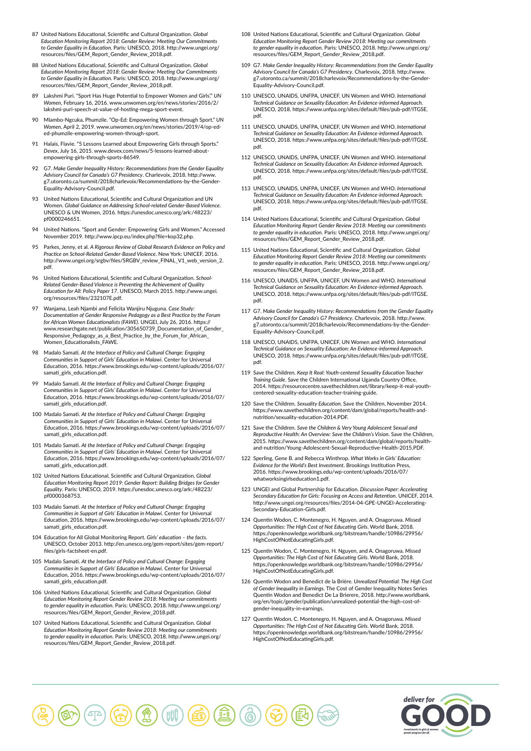87 United Nations Educational, Scientific and Cultural Organization. *Global Education Monitoring Report 2018: Gender Review: Meeting Our Commitments to Gender Equality in Education*. Paris: UNESCO, 2018. http://www.ungei.org/resources/files/GEM_Report_Gender_Review_2018.pdf.

88 United Nations Educational, Scientific and Cultural Organization. *Global Education Monitoring Report 2018: Gender Review: Meeting Our Commitments to Gender Equality in Education*. Paris: UNESCO, 2018. http://www.ungei.org/resources/files/GEM_Report_Gender_Review_2018.pdf.

89 Lakshmi Puri. "Sport Has Huge Potential to Empower Women and Girls"." *UN Women*, February 16, 2016. www.unwomen.org/en/news/stories/2016/2/lakshmi-puri-speech-at-value-of-hosting-mega-sport-event.

90 Mlambo-Ngcuka, Phumzile. "Op-Ed: Empowering Women through Sport." *UN Women*, April 2, 2019. www.unwomen.org/en/news/stories/2019/4/op-ed-ed-phumzile-empowering-women-through-sport.

91 Halais, Flavie. "5 Lessons Learned about Empowering Girls through Sports." *Devex*, July 16, 2015. www.devex.com/news/5-lessons-learned-about-empowering-girls-through-sports-86549.

92 G7. *Make Gender Inequality History: Recommendations from the Gender Equality Advisory Council for Canada's G7 Presidency*. Charlevoix, 2018. http://www.g7.utoronto.ca/summit/2018charlevoix/Recommendations-by-the-Gender-Equality-Advisory-Council.pdf.

93 United Nations Educational, Scientific and Cultural Organization and UN Women. *Global Guidance on Addressing School-related Gender-Based Violence*. UNESCO & UN Women, 2016. https://unesdoc.unesco.org/ark:/48223/pf0000246651.

94 United Nations. "Sport and Gender: Empowering Girls and Women." Accessed November 2019. http://www.ipcp.eu/index.php?file=kop32.php.

95 Parkes, Jenny, et al. *A Rigorous Review of Global Research Evidence on Policy and Practice on School-Related Gender-Based Violence*. New York: UNICEF, 2016. http://www.ungei.org/srgbv/files/SRGBV_review_FINAL_V1_web_version_2.pdf.

96 United Nations Educational, Scientific and Cultural Organization. *School-Related Gender-Based Violence is Preventing the Achievement of Quality Education for All: Policy Paper 17*. UNESCO, March 2015. http://www.ungei.org/resources/files/232107E.pdf.

97 Wanjama, Leah Njambi and Felicita Wanjiru Njuguna. *Case Study: Documentation of Gender Responsive Pedagogy as a Best Practice by the Forum for African Women Educationalists (FAWE)*. UNGEI, July 26, 2016. https://www.researchgate.net/publication/305650739_Documentation_of_Gender_Responsive_Pedagogy_as_a_Best_Practice_by_the_Forum_for_African_Women_Educationalists_FAWE.

98 Madalo Samati. *At the Interface of Policy and Cultural Change: Engaging Communities in Support of Girls' Education in Malawi*. Center for Universal Education, 2016. https://www.brookings.edu/wp-content/uploads/2016/07/samati_girls_education.pdf.

99 Madalo Samati. *At the Interface of Policy and Cultural Change: Engaging Communities in Support of Girls' Education in Malawi*. Center for Universal Education, 2016. https://www.brookings.edu/wp-content/uploads/2016/07/samati_girls_education.pdf.

100 Madalo Samati. *At the Interface of Policy and Cultural Change: Engaging Communities in Support of Girls' Education in Malawi*. Center for Universal Education, 2016. https://www.brookings.edu/wp-content/uploads/2016/07/samati_girls_education.pdf.

101 Madalo Samati. *At the Interface of Policy and Cultural Change: Engaging Communities in Support of Girls' Education in Malawi*. Center for Universal Education, 2016. https://www.brookings.edu/wp-content/uploads/2016/07/samati_girls_education.pdf.

102 United Nations Educational, Scientific and Cultural Organization. *Global Education Monitoring Report 2019: Gender Report: Building Bridges for Gender Equality*. Paris: UNESCO, 2019. https://unesdoc.unesco.org/ark:/48223/pf0000368753.

103 Madalo Samati. *At the Interface of Policy and Cultural Change: Engaging Communities in Support of Girls' Education in Malawi*. Center for Universal Education, 2016. https://www.brookings.edu/wp-content/uploads/2016/07/samati_girls_education.pdf.

104 Education for All Global Monitoring Report. *Girls' education – the facts*. UNESCO, October 2013. http://en.unesco.org/gem-report/sites/gem-report/files/girls-factsheet-en.pdf.

105 Madalo Samati. *At the Interface of Policy and Cultural Change: Engaging Communities in Support of Girls' Education in Malawi*. Center for Universal Education, 2016. https://www.brookings.edu/wp-content/uploads/2016/07/samati_girls_education.pdf.

106 United Nations Educational, Scientific and Cultural Organization. *Global Education Monitoring Report Gender Review 2018: Meeting our commitments to gender equality in education*. Paris: UNESCO, 2018. http://www.ungei.org/resources/files/GEM_Report_Gender_Review_2018.pdf.

107 United Nations Educational, Scientific and Cultural Organization. *Global Education Monitoring Report Gender Review 2018: Meeting our commitments to gender equality in education*. Paris: UNESCO, 2018. http://www.ungei.org/resources/files/GEM_Report_Gender_Review_2018.pdf.

108 United Nations Educational, Scientific and Cultural Organization. *Global Education Monitoring Report Gender Review 2018: Meeting our commitments to gender equality in education*. Paris: UNESCO, 2018. http://www.ungei.org/resources/files/GEM_Report_Gender_Review_2018.pdf.

109 G7. *Make Gender Inequality History: Recommendations from the Gender Equality Advisory Council for Canada's G7 Presidency*. Charlevoix, 2018. http://www.g7.utoronto.ca/summit/2018charlevoix/Recommendations-by-the-Gender-Equality-Advisory-Council.pdf.

110 UNESCO, UNAIDS, UNFPA, UNICEF, UN Women and WHO. *International Technical Guidance on Sexuality Education: An Evidence-informed Approach*. UNESCO, 2018. https://www.unfpa.org/sites/default/files/pub-pdf/ITGSE.pdf.

111 UNESCO, UNAIDS, UNFPA, UNICEF, UN Women and WHO. *International Technical Guidance on Sexuality Education: An Evidence-informed Approach*. UNESCO, 2018. https://www.unfpa.org/sites/default/files/pub-pdf/ITGSE.pdf.

112 UNESCO, UNAIDS, UNFPA, UNICEF, UN Women and WHO. *International Technical Guidance on Sexuality Education: An Evidence-informed Approach*. UNESCO, 2018. https://www.unfpa.org/sites/default/files/pub-pdf/ITGSE.pdf.

113 UNESCO, UNAIDS, UNFPA, UNICEF, UN Women and WHO. *International Technical Guidance on Sexuality Education: An Evidence-informed Approach*. UNESCO, 2018. https://www.unfpa.org/sites/default/files/pub-pdf/ITGSE.pdf.

114 United Nations Educational, Scientific and Cultural Organization. *Global Education Monitoring Report Gender Review 2018: Meeting our commitments to gender equality in education*. Paris: UNESCO, 2018. http://www.ungei.org/resources/files/GEM_Report_Gender_Review_2018.pdf.

115 United Nations Educational, Scientific and Cultural Organization. *Global Education Monitoring Report Gender Review 2018: Meeting our commitments to gender equality in education*. Paris: UNESCO, 2018. http://www.ungei.org/resources/files/GEM_Report_Gender_Review_2018.pdf.

116 UNESCO, UNAIDS, UNFPA, UNICEF, UN Women and WHO. *International Technical Guidance on Sexuality Education: An Evidence-informed Approach*. UNESCO, 2018. https://www.unfpa.org/sites/default/files/pub-pdf/ITGSE.pdf.

117 G7. *Make Gender Inequality History: Recommendations from the Gender Equality Advisory Council for Canada's G7 Presidency*. Charlevoix, 2018. http://www.g7.utoronto.ca/summit/2018charlevoix/Recommendations-by-the-Gender-Equality-Advisory-Council.pdf.

118 UNESCO, UNAIDS, UNFPA, UNICEF, UN Women and WHO. *International Technical Guidance on Sexuality Education: An Evidence-informed Approach*. UNESCO, 2018. https://www.unfpa.org/sites/default/files/pub-pdf/ITGSE.pdf.

119 Save the Children. *Keep It Real: Youth-centered Sexuality Education Teacher Training Guide*. Save the Children International Uganda Country Office, 2014. https://resourcecentre.savethechildren.net/library/keep-it-real-youth-centered-sexuality-education-teacher-training-guide.

120 Save the Children. *Sexuality Education*. Save the Children, November 2014. https://www.savethechildren.org/content/dam/global/reports/health-and-nutrition/sexuality-education-2014.PDF.

121 Save the Children. *Save the Children & Very Young Adolescent Sexual and Reproductive Health: An Overview: Save the Children's Vision*. Save the Children, 2015. https://www.savethechildren.org/content/dam/global/reports/health-and-nutrition/Young-Adolescent-Sexual-Reproductive-Health-2015.PDF.

122 Sperling, Gene B. and Rebecca Winthrop. *What Works in Girls' Education: Evidence for the World's Best Investment*. Brookings Institution Press, 2016. https://www.brookings.edu/wp-content/uploads/2016/07/whatworksingirlseducation1.pdf.

123 UNGEI and Global Partnership for Education. *Discussion Paper: Accelerating Secondary Education for Girls: Focusing on Access and Retention*. UNICEF, 2014. http://www.ungei.org/resources/files/2014-04-GPE-UNGEI-Accelerating-Secondary-Education-Girls.pdf.

124 Quentin Wodon, C. Montenegro, H. Nguyen, and A. Onagoruwa. *Missed Opportunities: The High Cost of Not Educating Girls*. World Bank, 2018. https://openknowledge.worldbank.org/bitstream/handle/10986/29956/HighCostOfNotEducatingGirls.pdf.

125 Quentin Wodon, C. Montenegro, H. Nguyen, and A. Onagoruwa. *Missed Opportunities: The High Cost of Not Educating Girls*. World Bank, 2018. https://openknowledge.worldbank.org/bitstream/handle/10986/29956/HighCostOfNotEducatingGirls.pdf.

126 Quentin Wodon and Benedict de la Brière. *Unrealized Potential: The High Cost of Gender Inequality in Earnings*. The Cost of Gender Inequality Notes Series Quentin Wodon and Benedict De La Brierere, 2018. http://www.worldbank.org/en/topic/gender/publication/unrealized-potential-the-high-cost-of-gender-inequality-in-earnings.

127 Quentin Wodon, C. Montenegro, H. Nguyen, and A. Onagoruwa. *Missed Opportunities: The High Cost of Not Educating Girls*. World Bank, 2018. https://openknowledge.worldbank.org/bitstream/handle/10986/29956/HighCostOfNotEducatingGirls.pdf.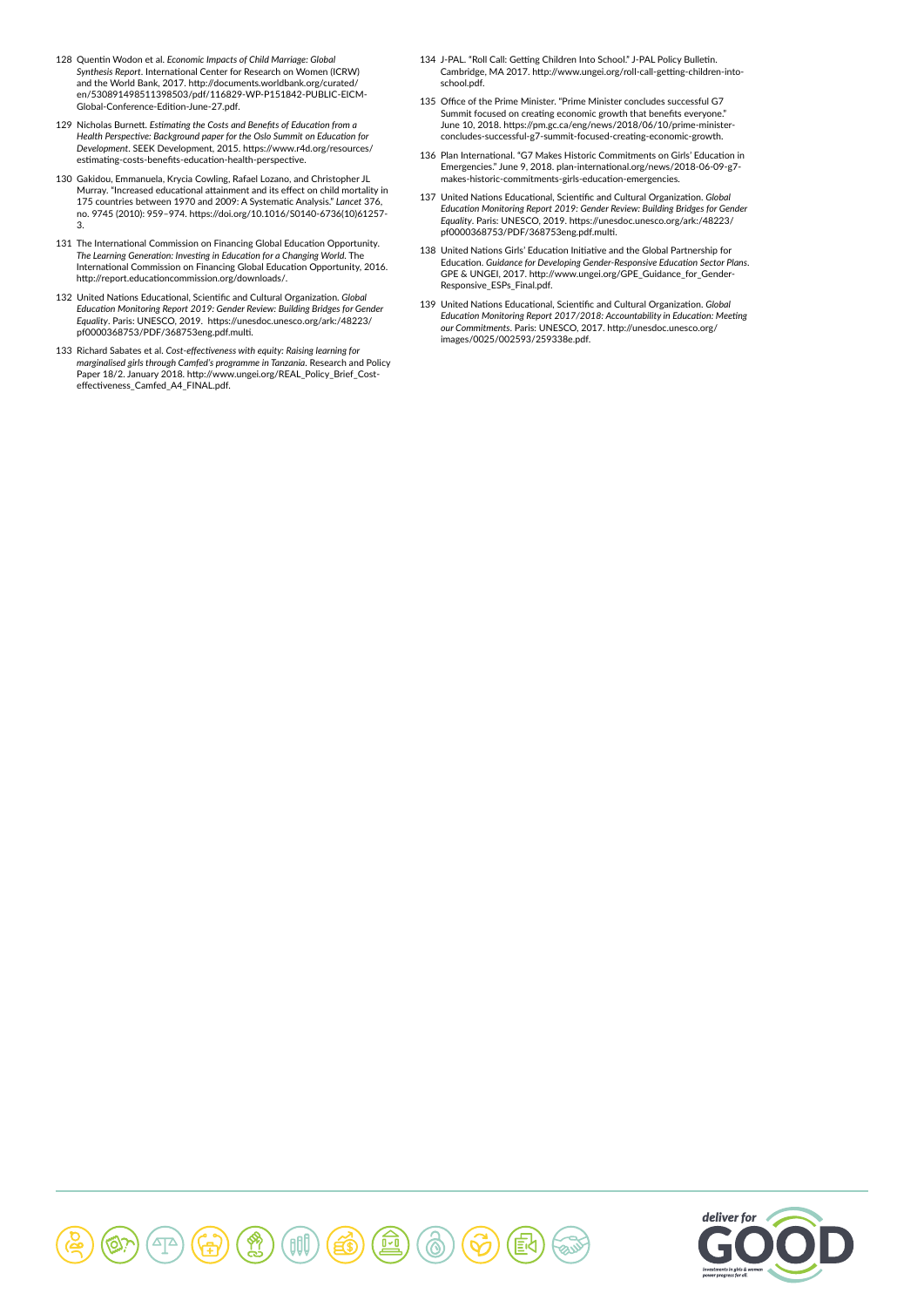128 Quentin Wodon et al. *Economic Impacts of Child Marriage: Global Synthesis Report*. International Center for Research on Women (ICRW) and the World Bank, 2017. http://documents.worldbank.org/curated/en/530891498511398503/pdf/116829-WP-P151842-PUBLIC-EICM-Global-Conference-Edition-June-27.pdf.

129 Nicholas Burnett. *Estimating the Costs and Benefits of Education from a Health Perspective: Background paper for the Oslo Summit on Education for Development*. SEEK Development, 2015. https://www.r4d.org/resources/estimating-costs-benefits-education-health-perspective.

130 Gakidou, Emmanuela, Krycia Cowling, Rafael Lozano, and Christopher JL Murray. "Increased educational attainment and its effect on child mortality in 175 countries between 1970 and 2009: A Systematic Analysis." *Lancet* 376, no. 9745 (2010): 959–974. https://doi.org/10.1016/S0140-6736(10)61257-3.

131 The International Commission on Financing Global Education Opportunity. *The Learning Generation: Investing in Education for a Changing World*. The International Commission on Financing Global Education Opportunity, 2016. http://report.educationcommission.org/downloads/.

132 United Nations Educational, Scientific and Cultural Organization. *Global Education Monitoring Report 2019: Gender Review: Building Bridges for Gender Equality*. Paris: UNESCO, 2019. https://unesdoc.unesco.org/ark:/48223/pf0000368753/PDF/368753eng.pdf.multi.

133 Richard Sabates et al. *Cost-effectiveness with equity: Raising learning for marginalised girls through Camfed's programme in Tanzania*. Research and Policy Paper 18/2. January 2018. http://www.ungei.org/REAL_Policy_Brief_Cost-effectiveness_Camfed_A4_FINAL.pdf.

134 J-PAL. "Roll Call: Getting Children Into School." J-PAL Policy Bulletin. Cambridge, MA 2017. http://www.ungei.org/roll-call-getting-children-into-school.pdf.

135 Office of the Prime Minister. "Prime Minister concludes successful G7 Summit focused on creating economic growth that benefits everyone." June 10, 2018. https://pm.gc.ca/eng/news/2018/06/10/prime-minister-concludes-successful-g7-summit-focused-creating-economic-growth.

136 Plan International. "G7 Makes Historic Commitments on Girls' Education in Emergencies." June 9, 2018. plan-international.org/news/2018-06-09-g7-makes-historic-commitments-girls-education-emergencies.

137 United Nations Educational, Scientific and Cultural Organization. *Global Education Monitoring Report 2019: Gender Review: Building Bridges for Gender Equality*. Paris: UNESCO, 2019. https://unesdoc.unesco.org/ark:/48223/pf0000368753/PDF/368753eng.pdf.multi.

138 United Nations Girls' Education Initiative and the Global Partnership for Education. *Guidance for Developing Gender-Responsive Education Sector Plans*. GPE & UNGEI, 2017. http://www.ungei.org/GPE_Guidance_for_Gender-Responsive_ESPs_Final.pdf.

139 United Nations Educational, Scientific and Cultural Organization. *Global Education Monitoring Report 2017/2018: Accountability in Education: Meeting our Commitments*. Paris: UNESCO, 2017. http://unesdoc.unesco.org/images/0025/002593/259338e.pdf.